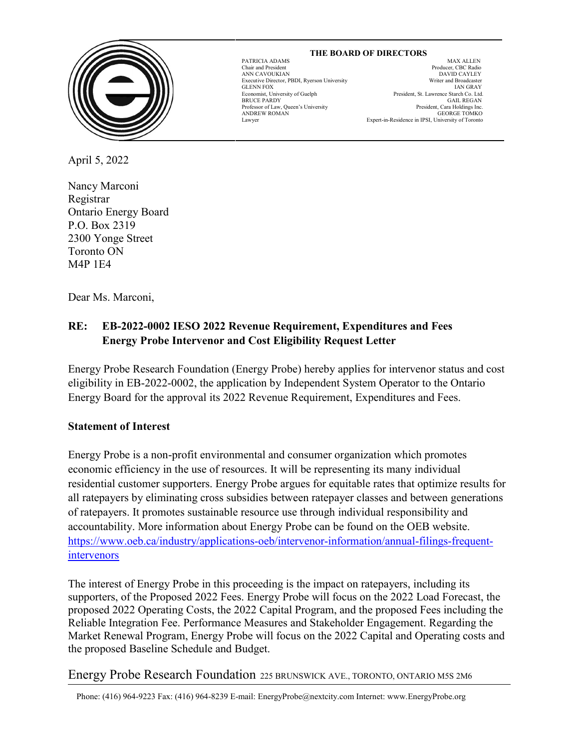**THE BOARD OF DIRECTORS**

| | |
|---|---|
| PATRICIA ADAMS<br>Chair and President | MAX ALLEN<br>Producer, CBC Radio |
| ANN CAVOUKIAN<br>Executive Director, PBDI, Ryerson University | DAVID CAYLEY<br>Writer and Broadcaster |
| GLENN FOX<br>Economist, University of Guelph | IAN GRAY<br>President, St. Lawrence Starch Co. Ltd. |
| BRUCE PARDY<br>Professor of Law, Queen's University | GAIL REGAN<br>President, Cara Holdings Inc. |
| ANDREW ROMAN<br>Lawyer | GEORGE TOMKO<br>Expert-in-Residence in IPSI, University of Toronto |

April 5, 2022

Nancy Marconi
Registrar
Ontario Energy Board
P.O. Box 2319
2300 Yonge Street
Toronto ON
M4P 1E4

Dear Ms. Marconi,

**RE: EB-2022-0002 IESO 2022 Revenue Requirement, Expenditures and Fees**
**Energy Probe Intervenor and Cost Eligibility Request Letter**

Energy Probe Research Foundation (Energy Probe) hereby applies for intervenor status and cost eligibility in EB-2022-0002, the application by Independent System Operator to the Ontario Energy Board for the approval its 2022 Revenue Requirement, Expenditures and Fees.

**Statement of Interest**

Energy Probe is a non-profit environmental and consumer organization which promotes economic efficiency in the use of resources. It will be representing its many individual residential customer supporters. Energy Probe argues for equitable rates that optimize results for all ratepayers by eliminating cross subsidies between ratepayer classes and between generations of ratepayers. It promotes sustainable resource use through individual responsibility and accountability. More information about Energy Probe can be found on the OEB website. https://www.oeb.ca/industry/applications-oeb/intervenor-information/annual-filings-frequent-intervenors

The interest of Energy Probe in this proceeding is the impact on ratepayers, including its supporters, of the Proposed 2022 Fees. Energy Probe will focus on the 2022 Load Forecast, the proposed 2022 Operating Costs, the 2022 Capital Program, and the proposed Fees including the Reliable Integration Fee. Performance Measures and Stakeholder Engagement. Regarding the Market Renewal Program, Energy Probe will focus on the 2022 Capital and Operating costs and the proposed Baseline Schedule and Budget.

Energy Probe Research Foundation 225 BRUNSWICK AVE., TORONTO, ONTARIO M5S 2M6

Phone: (416) 964-9223 Fax: (416) 964-8239 E-mail: EnergyProbe@nextcity.com Internet: www.EnergyProbe.org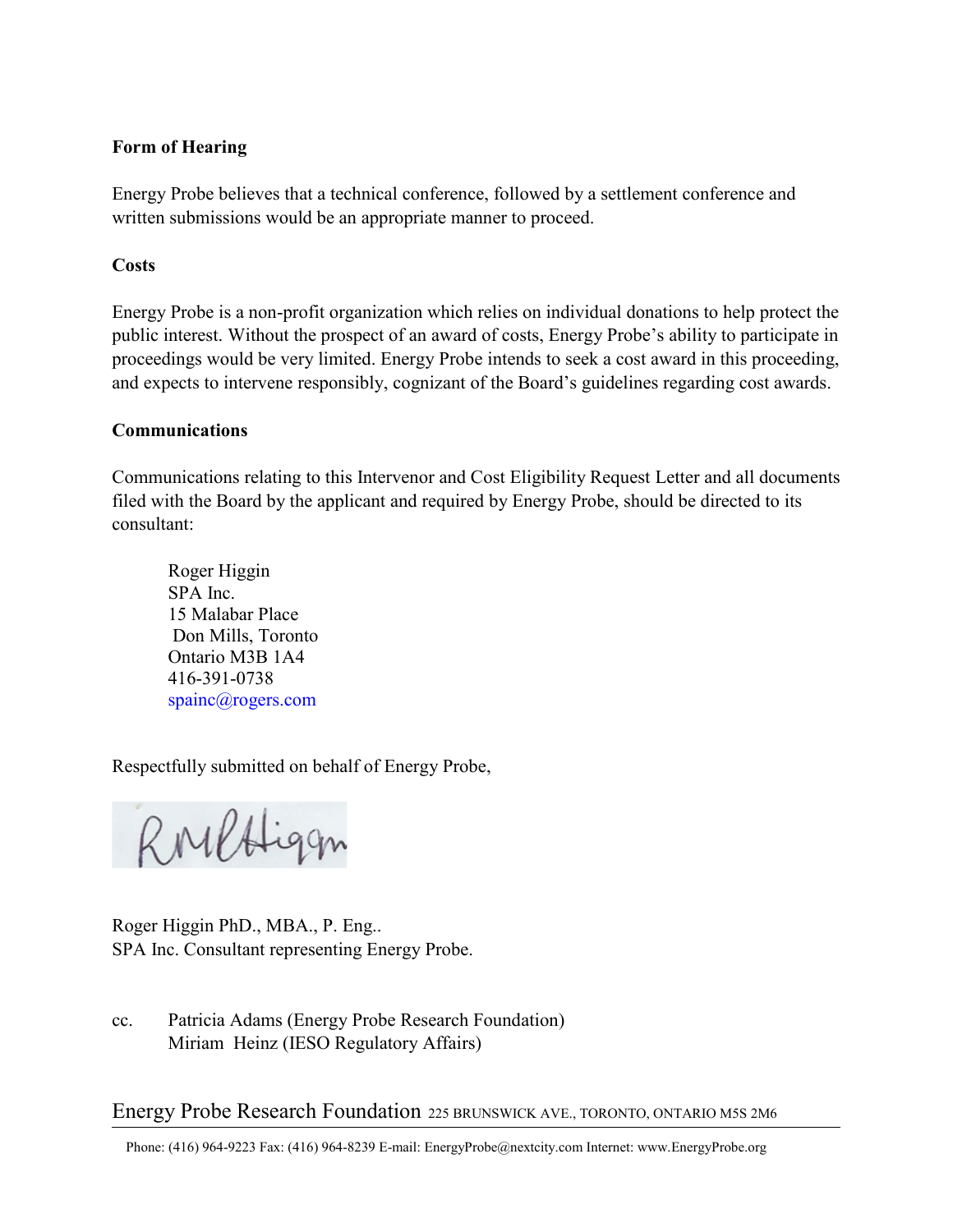**Form of Hearing**

Energy Probe believes that a technical conference, followed by a settlement conference and written submissions would be an appropriate manner to proceed.

**Costs**

Energy Probe is a non-profit organization which relies on individual donations to help protect the public interest. Without the prospect of an award of costs, Energy Probe's ability to participate in proceedings would be very limited. Energy Probe intends to seek a cost award in this proceeding, and expects to intervene responsibly, cognizant of the Board's guidelines regarding cost awards.

**Communications**

Communications relating to this Intervenor and Cost Eligibility Request Letter and all documents filed with the Board by the applicant and required by Energy Probe, should be directed to its consultant:

Roger Higgin
SPA Inc.
15 Malabar Place
Don Mills, Toronto
Ontario M3B 1A4
416-391-0738
spainc@rogers.com

Respectfully submitted on behalf of Energy Probe,

RMHiggin

Roger Higgin PhD., MBA., P. Eng..
SPA Inc. Consultant representing Energy Probe.

cc. Patricia Adams (Energy Probe Research Foundation)
Miriam Heinz (IESO Regulatory Affairs)

Energy Probe Research Foundation 225 BRUNSWICK AVE., TORONTO, ONTARIO M5S 2M6

Phone: (416) 964-9223 Fax: (416) 964-8239 E-mail: EnergyProbe@nextcity.com Internet: www.EnergyProbe.org